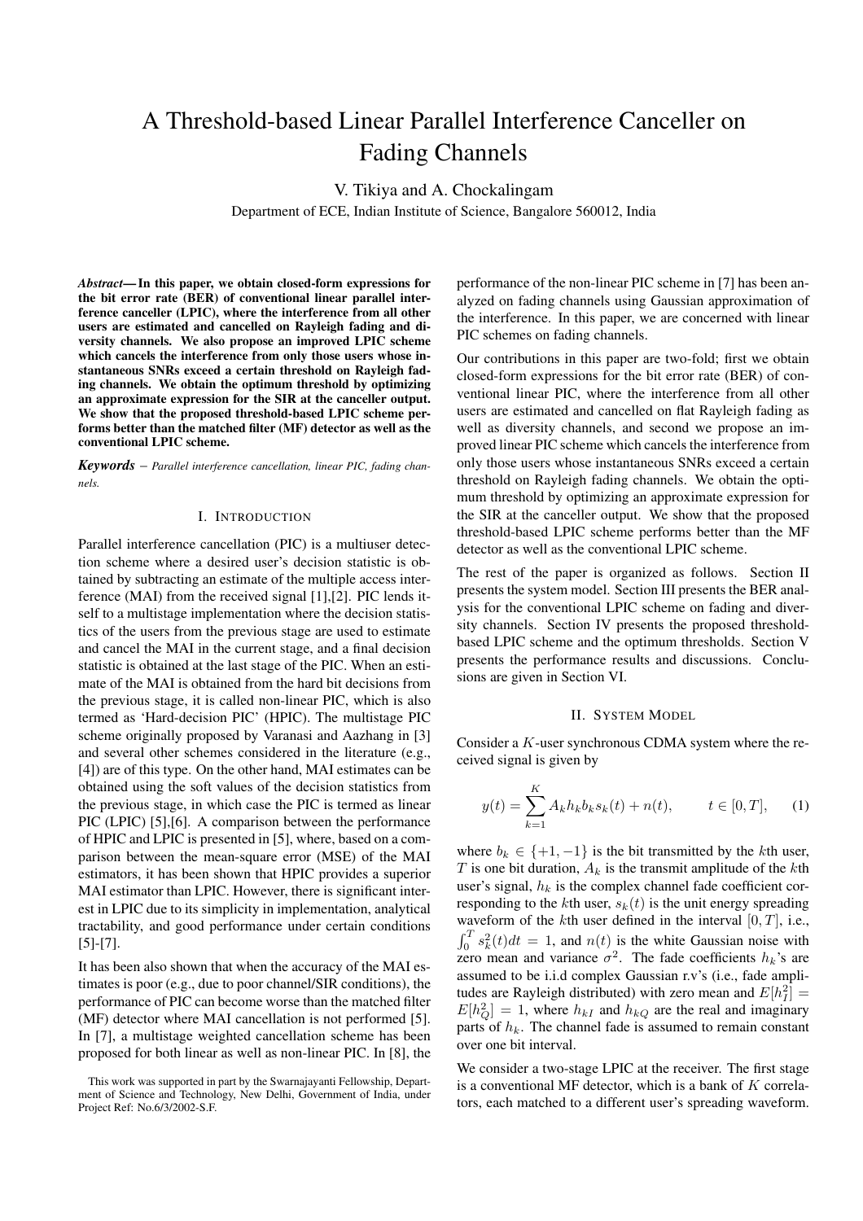# A Threshold-based Linear Parallel Interference Canceller on Fading Channels

V. Tikiya and A. Chockalingam

Department of ECE, Indian Institute of Science, Bangalore 560012, India

***Abstract*— In this paper, we obtain closed-form expressions for the bit error rate (BER) of conventional linear parallel interference canceller (LPIC), where the interference from all other users are estimated and cancelled on Rayleigh fading and diversity channels. We also propose an improved LPIC scheme which cancels the interference from only those users whose instantaneous SNRs exceed a certain threshold on Rayleigh fading channels. We obtain the optimum threshold by optimizing an approximate expression for the SIR at the canceller output. We show that the proposed threshold-based LPIC scheme performs better than the matched filter (MF) detector as well as the conventional LPIC scheme.**

***Keywords*** – *Parallel interference cancellation, linear PIC, fading channels.*

## I. Introduction

Parallel interference cancellation (PIC) is a multiuser detection scheme where a desired user's decision statistic is obtained by subtracting an estimate of the multiple access interference (MAI) from the received signal [1],[2]. PIC lends itself to a multistage implementation where the decision statistics of the users from the previous stage are used to estimate and cancel the MAI in the current stage, and a final decision statistic is obtained at the last stage of the PIC. When an estimate of the MAI is obtained from the hard bit decisions from the previous stage, it is called non-linear PIC, which is also termed as 'Hard-decision PIC' (HPIC). The multistage PIC scheme originally proposed by Varanasi and Aazhang in [3] and several other schemes considered in the literature (e.g., [4]) are of this type. On the other hand, MAI estimates can be obtained using the soft values of the decision statistics from the previous stage, in which case the PIC is termed as linear PIC (LPIC) [5],[6]. A comparison between the performance of HPIC and LPIC is presented in [5], where, based on a comparison between the mean-square error (MSE) of the MAI estimators, it has been shown that HPIC provides a superior MAI estimator than LPIC. However, there is significant interest in LPIC due to its simplicity in implementation, analytical tractability, and good performance under certain conditions [5]-[7].

It has been also shown that when the accuracy of the MAI estimates is poor (e.g., due to poor channel/SIR conditions), the performance of PIC can become worse than the matched filter (MF) detector where MAI cancellation is not performed [5]. In [7], a multistage weighted cancellation scheme has been proposed for both linear as well as non-linear PIC. In [8], the performance of the non-linear PIC scheme in [7] has been analyzed on fading channels using Gaussian approximation of the interference. In this paper, we are concerned with linear PIC schemes on fading channels.

Our contributions in this paper are two-fold; first we obtain closed-form expressions for the bit error rate (BER) of conventional linear PIC, where the interference from all other users are estimated and cancelled on flat Rayleigh fading as well as diversity channels, and second we propose an improved linear PIC scheme which cancels the interference from only those users whose instantaneous SNRs exceed a certain threshold on Rayleigh fading channels. We obtain the optimum threshold by optimizing an approximate expression for the SIR at the canceller output. We show that the proposed threshold-based LPIC scheme performs better than the MF detector as well as the conventional LPIC scheme.

The rest of the paper is organized as follows. Section II presents the system model. Section III presents the BER analysis for the conventional LPIC scheme on fading and diversity channels. Section IV presents the proposed threshold-based LPIC scheme and the optimum thresholds. Section V presents the performance results and discussions. Conclusions are given in Section VI.

## II. System Model

Consider a $K$-user synchronous CDMA system where the received signal is given by

$$y(t) = \sum_{k=1}^{K} A_k h_k b_k s_k(t) + n(t), \qquad t \in [0, T], \qquad (1)$$

where $b_k \in \{+1, -1\}$ is the bit transmitted by the $k$th user, $T$ is one bit duration, $A_k$ is the transmit amplitude of the $k$th user's signal, $h_k$ is the complex channel fade coefficient corresponding to the $k$th user, $s_k(t)$ is the unit energy spreading waveform of the $k$th user defined in the interval $[0, T]$, i.e., $\int_0^T s_k^2(t)dt = 1$, and $n(t)$ is the white Gaussian noise with zero mean and variance $\sigma^2$. The fade coefficients $h_k$'s are assumed to be i.i.d complex Gaussian r.v's (i.e., fade amplitudes are Rayleigh distributed) with zero mean and $E[h_I^2] = E[h_Q^2] = 1$, where $h_{kI}$ and $h_{kQ}$ are the real and imaginary parts of $h_k$. The channel fade is assumed to remain constant over one bit interval.

We consider a two-stage LPIC at the receiver. The first stage is a conventional MF detector, which is a bank of $K$ correlators, each matched to a different user's spreading waveform.

This work was supported in part by the Swarnajayanti Fellowship, Department of Science and Technology, New Delhi, Government of India, under Project Ref: No.6/3/2002-S.F.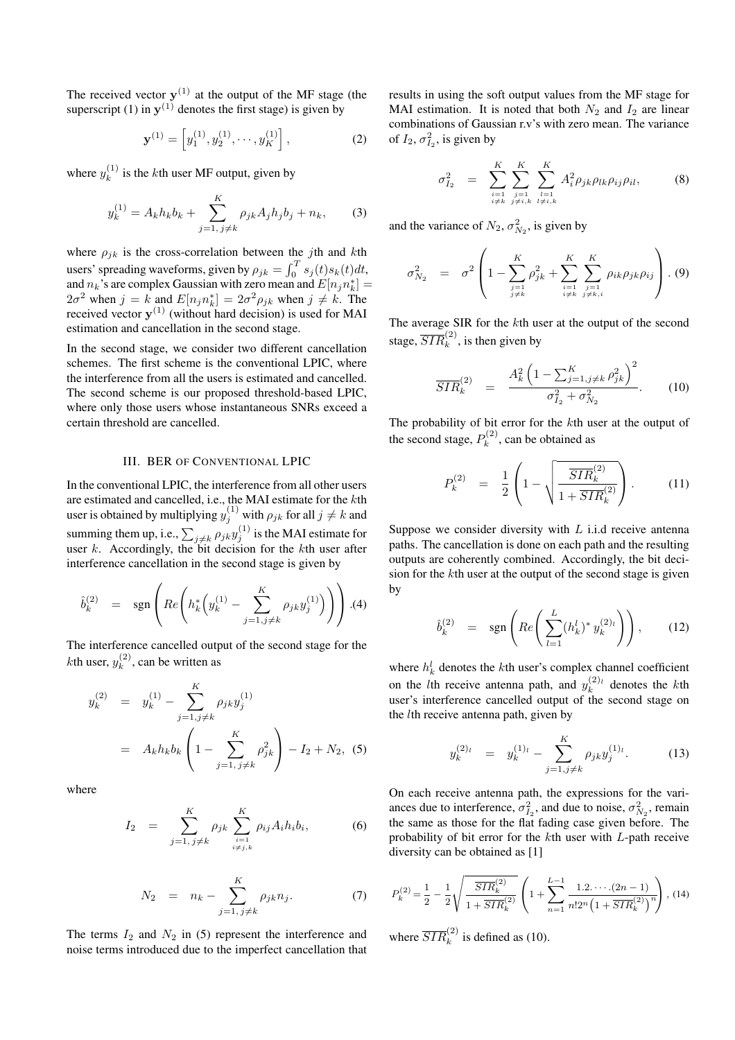The received vector $\mathbf{y}^{(1)}$ at the output of the MF stage (the superscript (1) in $\mathbf{y}^{(1)}$ denotes the first stage) is given by

$$\mathbf{y}^{(1)} = \left[y_1^{(1)}, y_2^{(1)}, \cdots, y_K^{(1)}\right], \tag{2}$$

where $y_k^{(1)}$ is the $k$th user MF output, given by

$$y_k^{(1)} = A_k h_k b_k + \sum_{j=1,\, j\neq k}^{K} \rho_{jk} A_j h_j b_j + n_k, \tag{3}$$

where $\rho_{jk}$ is the cross-correlation between the $j$th and $k$th users' spreading waveforms, given by $\rho_{jk} = \int_0^T s_j(t)s_k(t)dt$, and $n_k$'s are complex Gaussian with zero mean and $E[n_j n_k^*] = 2\sigma^2$ when $j = k$ and $E[n_j n_k^*] = 2\sigma^2\rho_{jk}$ when $j \neq k$. The received vector $\mathbf{y}^{(1)}$ (without hard decision) is used for MAI estimation and cancellation in the second stage.

In the second stage, we consider two different cancellation schemes. The first scheme is the conventional LPIC, where the interference from all the users is estimated and cancelled. The second scheme is our proposed threshold-based LPIC, where only those users whose instantaneous SNRs exceed a certain threshold are cancelled.

## III. BER OF CONVENTIONAL LPIC

In the conventional LPIC, the interference from all other users are estimated and cancelled, i.e., the MAI estimate for the $k$th user is obtained by multiplying $y_j^{(1)}$ with $\rho_{jk}$ for all $j \neq k$ and summing them up, i.e., $\sum_{j\neq k} \rho_{jk} y_j^{(1)}$ is the MAI estimate for user $k$. Accordingly, the bit decision for the $k$th user after interference cancellation in the second stage is given by

$$\hat{b}_k^{(2)} = \text{sgn}\left(Re\left(h_k^*\Big(y_k^{(1)} - \sum_{j=1, j\neq k}^{K} \rho_{jk} y_j^{(1)}\Big)\right)\right). \tag{4}$$

The interference cancelled output of the second stage for the $k$th user, $y_k^{(2)}$, can be written as

$$\begin{aligned} y_k^{(2)} &= y_k^{(1)} - \sum_{j=1, j\neq k}^{K} \rho_{jk} y_j^{(1)} \\ &= A_k h_k b_k \left(1 - \sum_{j=1,\, j\neq k}^{K} \rho_{jk}^2\right) - I_2 + N_2, \end{aligned} \tag{5}$$

where

$$I_2 = \sum_{j=1,\, j\neq k}^{K} \rho_{jk} \sum_{\substack{i=1 \\ i\neq j,k}}^{K} \rho_{ij} A_i h_i b_i, \tag{6}$$

$$N_2 = n_k - \sum_{j=1, j\neq k}^{K} \rho_{jk} n_j. \tag{7}$$

The terms $I_2$ and $N_2$ in (5) represent the interference and noise terms introduced due to the imperfect cancellation that results in using the soft output values from the MF stage for MAI estimation. It is noted that both $N_2$ and $I_2$ are linear combinations of Gaussian r.v's with zero mean. The variance of $I_2$, $\sigma_{I_2}^2$, is given by

$$\sigma_{I_2}^2 = \sum_{\substack{i=1 \\ i\neq k}}^{K} \sum_{\substack{j=1 \\ j\neq i,k}}^{K} \sum_{\substack{l=1 \\ l\neq i,k}}^{K} A_i^2 \rho_{jk}\rho_{lk}\rho_{ij}\rho_{il}, \tag{8}$$

and the variance of $N_2$, $\sigma_{N_2}^2$, is given by

$$\sigma_{N_2}^2 = \sigma^2 \left(1 - \sum_{\substack{j=1 \\ j\neq k}}^{K} \rho_{jk}^2 + \sum_{\substack{i=1 \\ i\neq k}}^{K} \sum_{\substack{j=1 \\ j\neq k,i}}^{K} \rho_{ik}\rho_{jk}\rho_{ij}\right). \tag{9}$$

The average SIR for the $k$th user at the output of the second stage, $\overline{SIR}_k^{(2)}$, is then given by

$$\overline{SIR}_k^{(2)} = \frac{A_k^2 \left(1 - \sum_{j=1, j\neq k}^{K} \rho_{jk}^2\right)^2}{\sigma_{I_2}^2 + \sigma_{N_2}^2}. \tag{10}$$

The probability of bit error for the $k$th user at the output of the second stage, $P_k^{(2)}$, can be obtained as

$$P_k^{(2)} = \frac{1}{2}\left(1 - \sqrt{\frac{\overline{SIR}_k^{(2)}}{1 + \overline{SIR}_k^{(2)}}}\right). \tag{11}$$

Suppose we consider diversity with $L$ i.i.d receive antenna paths. The cancellation is done on each path and the resulting outputs are coherently combined. Accordingly, the bit decision for the $k$th user at the output of the second stage is given by

$$\hat{b}_k^{(2)} = \text{sgn}\left(Re\left(\sum_{l=1}^{L} (h_k^l)^*\, y_k^{(2)_l}\right)\right), \tag{12}$$

where $h_k^l$ denotes the $k$th user's complex channel coefficient on the $l$th receive antenna path, and $y_k^{(2)_l}$ denotes the $k$th user's interference cancelled output of the second stage on the $l$th receive antenna path, given by

$$y_k^{(2)_l} = y_k^{(1)_l} - \sum_{j=1, j\neq k}^{K} \rho_{jk} y_j^{(1)_l}. \tag{13}$$

On each receive antenna path, the expressions for the variances due to interference, $\sigma_{I_2}^2$, and due to noise, $\sigma_{N_2}^2$, remain the same as those for the flat fading case given before. The probability of bit error for the $k$th user with $L$-path receive diversity can be obtained as [1]

$$P_k^{(2)} = \frac{1}{2} - \frac{1}{2}\sqrt{\frac{\overline{SIR}_k^{(2)}}{1 + \overline{SIR}_k^{(2)}}}\left(1 + \sum_{n=1}^{L-1} \frac{1.2.\cdots.(2n-1)}{n!2^n\left(1 + \overline{SIR}_k^{(2)}\right)^n}\right), \tag{14}$$

where $\overline{SIR}_k^{(2)}$ is defined as (10).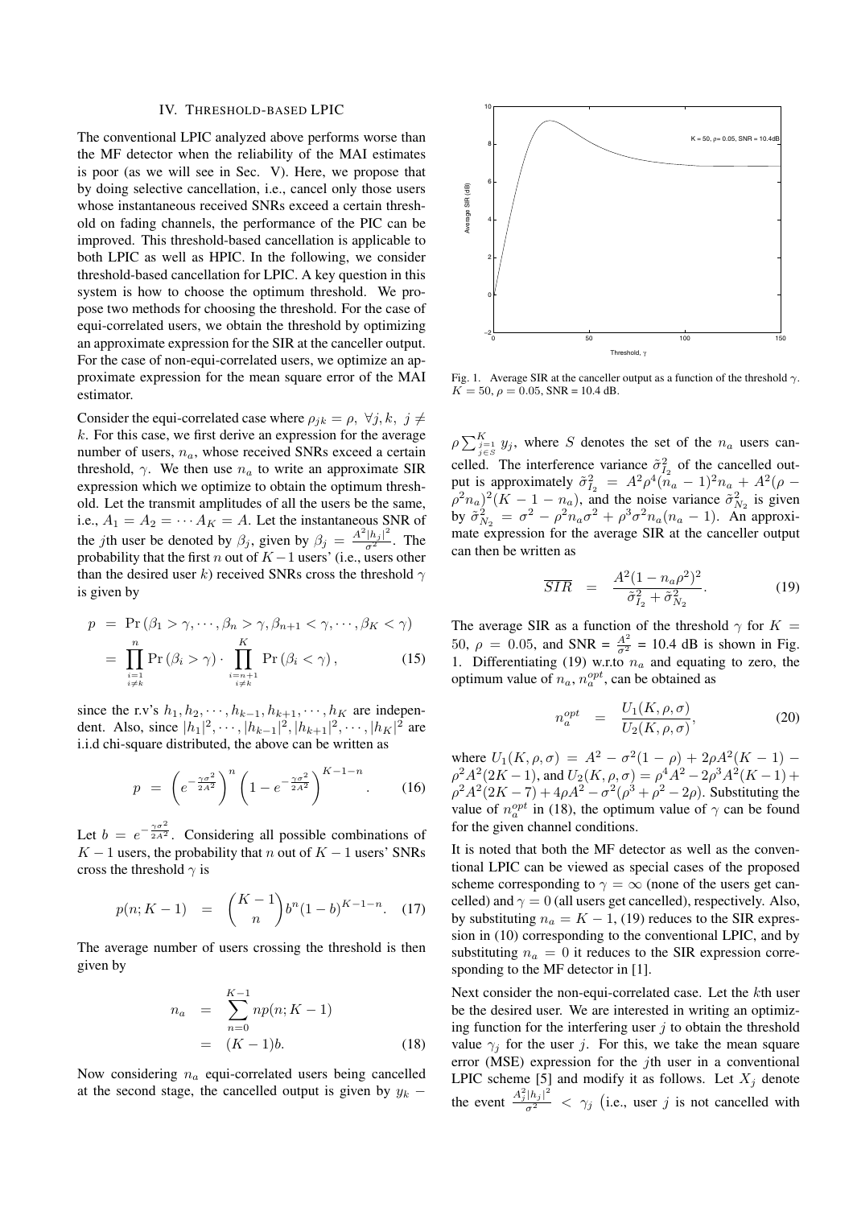## IV. Threshold-based LPIC

The conventional LPIC analyzed above performs worse than the MF detector when the reliability of the MAI estimates is poor (as we will see in Sec. V). Here, we propose that by doing selective cancellation, i.e., cancel only those users whose instantaneous received SNRs exceed a certain threshold on fading channels, the performance of the PIC can be improved. This threshold-based cancellation is applicable to both LPIC as well as HPIC. In the following, we consider threshold-based cancellation for LPIC. A key question in this system is how to choose the optimum threshold. We propose two methods for choosing the threshold. For the case of equi-correlated users, we obtain the threshold by optimizing an approximate expression for the SIR at the canceller output. For the case of non-equi-correlated users, we optimize an approximate expression for the mean square error of the MAI estimator.

Consider the equi-correlated case where $\rho_{jk} = \rho, \ \forall j,k, \ j \neq k$. For this case, we first derive an expression for the average number of users, $n_a$, whose received SNRs exceed a certain threshold, $\gamma$. We then use $n_a$ to write an approximate SIR expression which we optimize to obtain the optimum threshold. Let the transmit amplitudes of all the users be the same, i.e., $A_1 = A_2 = \cdots A_K = A$. Let the instantaneous SNR of the $j$th user be denoted by $\beta_j$, given by $\beta_j = \frac{A^2|h_j|^2}{\sigma^2}$. The probability that the first $n$ out of $K-1$ users' (i.e., users other than the desired user $k$) received SNRs cross the threshold $\gamma$ is given by

$$
\begin{aligned}
p &= \Pr\left(\beta_1 > \gamma, \cdots, \beta_n > \gamma, \beta_{n+1} < \gamma, \cdots, \beta_K < \gamma\right) \\
&= \prod_{\substack{i=1 \\ i \neq k}}^{n} \Pr\left(\beta_i > \gamma\right) \cdot \prod_{\substack{i=n+1 \\ i \neq k}}^{K} \Pr\left(\beta_i < \gamma\right), \qquad (15)
\end{aligned}
$$

since the r.v's $h_1, h_2, \cdots, h_{k-1}, h_{k+1}, \cdots, h_K$ are independent. Also, since $|h_1|^2, \cdots, |h_{k-1}|^2, |h_{k+1}|^2, \cdots, |h_K|^2$ are i.i.d chi-square distributed, the above can be written as

$$
p = \left(e^{-\frac{\gamma\sigma^2}{2A^2}}\right)^n \left(1 - e^{-\frac{\gamma\sigma^2}{2A^2}}\right)^{K-1-n}. \qquad (16)
$$

Let $b = e^{-\frac{\gamma\sigma^2}{2A^2}}$. Considering all possible combinations of $K-1$ users, the probability that $n$ out of $K-1$ users' SNRs cross the threshold $\gamma$ is

$$
p(n; K-1) = \binom{K-1}{n} b^n (1-b)^{K-1-n}. \qquad (17)
$$

The average number of users crossing the threshold is then given by

$$
\begin{aligned}
n_a &= \sum_{n=0}^{K-1} n p(n; K-1) \\
&= (K-1)b. \qquad (18)
\end{aligned}
$$

Now considering $n_a$ equi-correlated users being cancelled at the second stage, the cancelled output is given by $y_k - \rho \sum_{\substack{j=1 \\ j \in S}}^{K} y_j$, where $S$ denotes the set of the $n_a$ users cancelled. The interference variance $\tilde{\sigma}_{I_2}^2$ of the cancelled output is approximately $\tilde{\sigma}_{I_2}^2 = A^2\rho^4(n_a-1)^2 n_a + A^2(\rho - \rho^2 n_a)^2(K-1-n_a)$, and the noise variance $\tilde{\sigma}_{N_2}^2$ is given by $\tilde{\sigma}_{N_2}^2 = \sigma^2 - \rho^2 n_a \sigma^2 + \rho^3\sigma^2 n_a(n_a-1)$. An approximate expression for the average SIR at the canceller output can then be written as

$$
\overline{SIR} = \frac{A^2(1-n_a\rho^2)^2}{\tilde{\sigma}_{I_2}^2 + \tilde{\sigma}_{N_2}^2}. \qquad (19)
$$

Fig. 1. Average SIR at the canceller output as a function of the threshold $\gamma$. $K = 50$, $\rho = 0.05$, SNR = 10.4 dB.

The average SIR as a function of the threshold $\gamma$ for $K = 50$, $\rho = 0.05$, and SNR = $\frac{A^2}{\sigma^2}$ = 10.4 dB is shown in Fig. 1. Differentiating (19) w.r.to $n_a$ and equating to zero, the optimum value of $n_a$, $n_a^{opt}$, can be obtained as

$$
n_a^{opt} = \frac{U_1(K,\rho,\sigma)}{U_2(K,\rho,\sigma)}, \qquad (20)
$$

where $U_1(K,\rho,\sigma) = A^2 - \sigma^2(1-\rho) + 2\rho A^2(K-1) - \rho^2 A^2(2K-1)$, and $U_2(K,\rho,\sigma) = \rho^4 A^2 - 2\rho^3 A^2(K-1) + \rho^2 A^2(2K-7) + 4\rho A^2 - \sigma^2(\rho^3 + \rho^2 - 2\rho)$. Substituting the value of $n_a^{opt}$ in (18), the optimum value of $\gamma$ can be found for the given channel conditions.

It is noted that both the MF detector as well as the conventional LPIC can be viewed as special cases of the proposed scheme corresponding to $\gamma = \infty$ (none of the users get cancelled) and $\gamma = 0$ (all users get cancelled), respectively. Also, by substituting $n_a = K-1$, (19) reduces to the SIR expression in (10) corresponding to the conventional LPIC, and by substituting $n_a = 0$ it reduces to the SIR expression corresponding to the MF detector in [1].

Next consider the non-equi-correlated case. Let the $k$th user be the desired user. We are interested in writing an optimizing function for the interfering user $j$ to obtain the threshold value $\gamma_j$ for the user $j$. For this, we take the mean square error (MSE) expression for the $j$th user in a conventional LPIC scheme [5] and modify it as follows. Let $X_j$ denote the event $\frac{A_j^2|h_j|^2}{\sigma^2} < \gamma_j$ (i.e., user $j$ is not cancelled with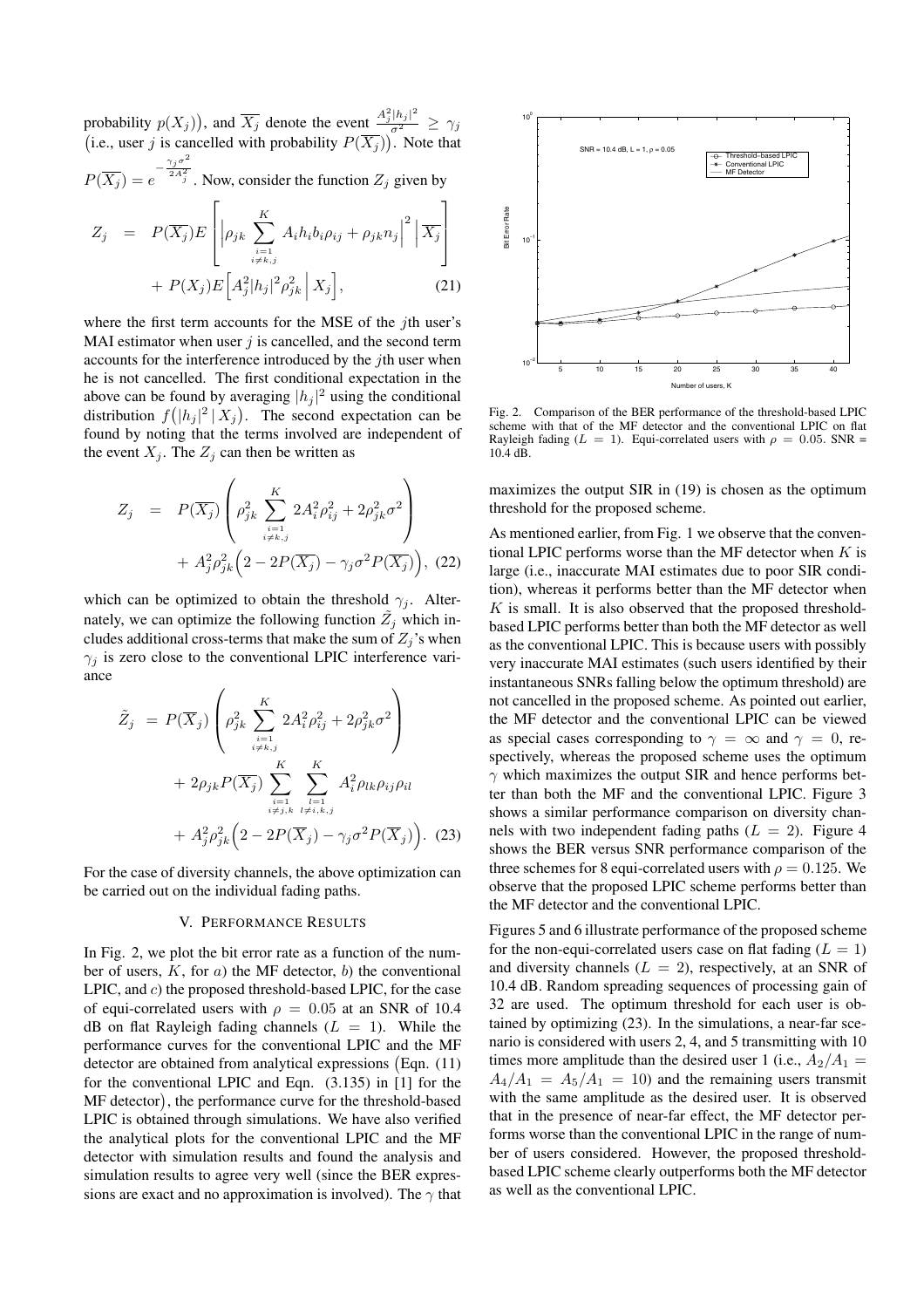probability $p(X_j)$), and $\overline{X_j}$ denote the event $\frac{A_j^2|h_j|^2}{\sigma^2} \geq \gamma_j$ (i.e., user $j$ is cancelled with probability $P(\overline{X_j})$). Note that $P(\overline{X_j}) = e^{-\frac{\gamma_j \sigma^2}{2A_j^2}}$. Now, consider the function $Z_j$ given by

$$
\begin{aligned}
Z_j &= P(\overline{X_j}) E\left[ \left| \rho_{jk} \sum_{\substack{i=1 \\ i \neq k,j}}^{K} A_i h_i b_i \rho_{ij} + \rho_{jk} n_j \right|^2 \middle| \overline{X_j} \right] \\
&\quad + P(X_j) E\Big[ A_j^2 |h_j|^2 \rho_{jk}^2 \,\Big|\, X_j \Big], \qquad (21)
\end{aligned}
$$

where the first term accounts for the MSE of the $j$th user's MAI estimator when user $j$ is cancelled, and the second term accounts for the interference introduced by the $j$th user when he is not cancelled. The first conditional expectation in the above can be found by averaging $|h_j|^2$ using the conditional distribution $f(|h_j|^2 \,|\, X_j)$. The second expectation can be found by noting that the terms involved are independent of the event $X_j$. The $Z_j$ can then be written as

$$
\begin{aligned}
Z_j &= P(\overline{X_j}) \left( \rho_{jk}^2 \sum_{\substack{i=1 \\ i \neq k,j}}^{K} 2A_i^2 \rho_{ij}^2 + 2\rho_{jk}^2 \sigma^2 \right) \\
&\quad + A_j^2 \rho_{jk}^2 \Big( 2 - 2P(\overline{X_j}) - \gamma_j \sigma^2 P(\overline{X_j}) \Big), \qquad (22)
\end{aligned}
$$

which can be optimized to obtain the threshold $\gamma_j$. Alternately, we can optimize the following function $\tilde{Z}_j$ which includes additional cross-terms that make the sum of $Z_j$'s when $\gamma_j$ is zero close to the conventional LPIC interference variance

$$
\begin{aligned}
\tilde{Z}_j &= P(\overline{X}_j) \left( \rho_{jk}^2 \sum_{\substack{i=1 \\ i \neq k,j}}^{K} 2A_i^2 \rho_{ij}^2 + 2\rho_{jk}^2 \sigma^2 \right) \\
&\quad + 2\rho_{jk} P(\overline{X_j}) \sum_{\substack{i=1 \\ i \neq j,k}}^{K} \sum_{\substack{l=1 \\ l \neq i,k,j}}^{K} A_i^2 \rho_{lk} \rho_{ij} \rho_{il} \\
&\quad + A_j^2 \rho_{jk}^2 \Big( 2 - 2P(\overline{X}_j) - \gamma_j \sigma^2 P(\overline{X}_j) \Big). \qquad (23)
\end{aligned}
$$

For the case of diversity channels, the above optimization can be carried out on the individual fading paths.

## V. Performance Results

In Fig. 2, we plot the bit error rate as a function of the number of users, $K$, for $a$) the MF detector, $b$) the conventional LPIC, and $c$) the proposed threshold-based LPIC, for the case of equi-correlated users with $\rho = 0.05$ at an SNR of 10.4 dB on flat Rayleigh fading channels ($L = 1$). While the performance curves for the conventional LPIC and the MF detector are obtained from analytical expressions (Eqn. (11) for the conventional LPIC and Eqn. (3.135) in [1] for the MF detector), the performance curve for the threshold-based LPIC is obtained through simulations. We have also verified the analytical plots for the conventional LPIC and the MF detector with simulation results and found the analysis and simulation results to agree very well (since the BER expressions are exact and no approximation is involved). The $\gamma$ that maximizes the output SIR in (19) is chosen as the optimum threshold for the proposed scheme.

Fig. 2. Comparison of the BER performance of the threshold-based LPIC scheme with that of the MF detector and the conventional LPIC on flat Rayleigh fading ($L = 1$). Equi-correlated users with $\rho = 0.05$. SNR = 10.4 dB.

As mentioned earlier, from Fig. 1 we observe that the conventional LPIC performs worse than the MF detector when $K$ is large (i.e., inaccurate MAI estimates due to poor SIR conditions), whereas it performs better than the MF detector when $K$ is small. It is also observed that the proposed threshold-based LPIC performs better than both the MF detector as well as the conventional LPIC. This is because users with possibly very inaccurate MAI estimates (such users identified by their instantaneous SNRs falling below the optimum threshold) are not cancelled in the proposed scheme. As pointed out earlier, the MF detector and the conventional LPIC can be viewed as special cases corresponding to $\gamma = \infty$ and $\gamma = 0$, respectively, whereas the proposed scheme uses the optimum $\gamma$ which maximizes the output SIR and hence performs better than both the MF and the conventional LPIC. Figure 3 shows a similar performance comparison on diversity channels with two independent fading paths ($L = 2$). Figure 4 shows the BER versus SNR performance comparison of the three schemes for 8 equi-correlated users with $\rho = 0.125$. We observe that the proposed LPIC scheme performs better than the MF detector and the conventional LPIC.

Figures 5 and 6 illustrate performance of the proposed scheme for the non-equi-correlated users case on flat fading ($L = 1$) and diversity channels ($L = 2$), respectively, at an SNR of 10.4 dB. Random spreading sequences of processing gain of 32 are used. The optimum threshold for each user is obtained by optimizing (23). In the simulations, a near-far scenario is considered with users 2, 4, and 5 transmitting with 10 times more amplitude than the desired user 1 (i.e., $A_2/A_1 = A_4/A_1 = A_5/A_1 = 10$) and the remaining users transmit with the same amplitude as the desired user. It is observed that in the presence of near-far effect, the MF detector performs worse than the conventional LPIC in the range of number of users considered. However, the proposed threshold-based LPIC scheme clearly outperforms both the MF detector as well as the conventional LPIC.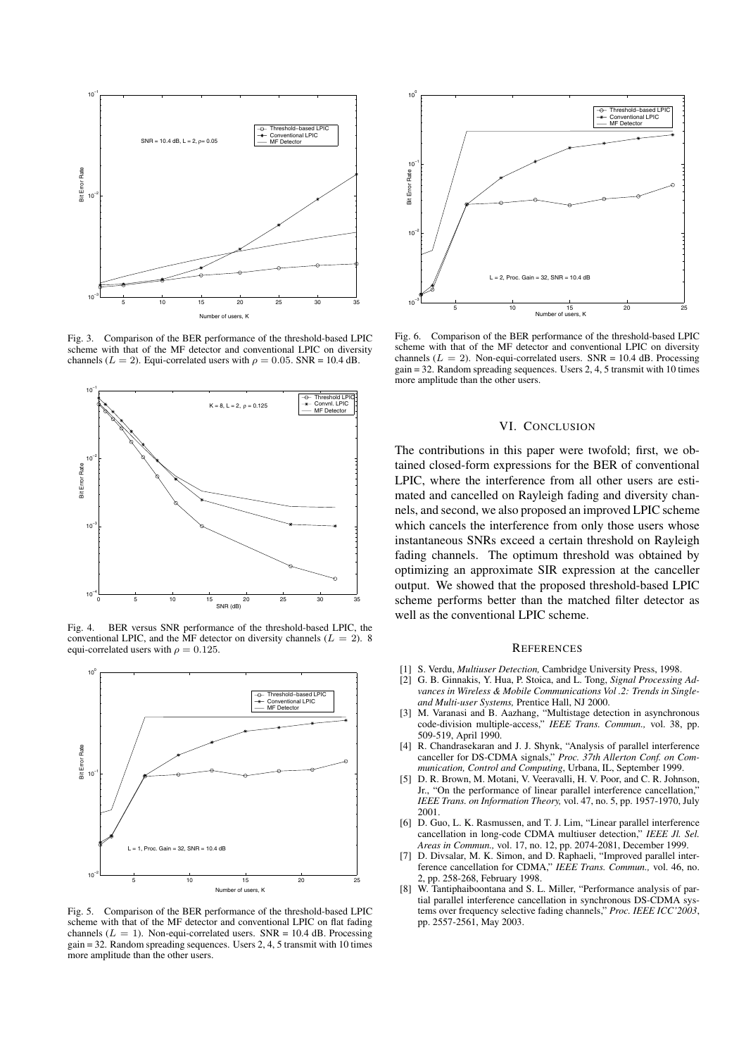SNR = 10.4 dB, L = 2, ρ= 0.05

Threshold–based LPIC
Conventional LPIC
MF Detector

Bit Error Rate

Number of users, K

Fig. 3. Comparison of the BER performance of the threshold-based LPIC scheme with that of the MF detector and conventional LPIC on diversity channels ($L = 2$). Equi-correlated users with $\rho = 0.05$. SNR = 10.4 dB.

K = 8, L = 2, ρ = 0.125

Threshold LPIC
Convnl. LPIC
MF Detector

Bit Error Rate

SNR (dB)

Fig. 4. BER versus SNR performance of the threshold-based LPIC, the conventional LPIC, and the MF detector on diversity channels ($L = 2$). 8 equi-correlated users with $\rho = 0.125$.

Threshold–based LPIC
Conventional LPIC
MF Detector

L = 1, Proc. Gain = 32, SNR = 10.4 dB

Bit Error Rate

Number of users, K

Fig. 5. Comparison of the BER performance of the threshold-based LPIC scheme with that of the MF detector and conventional LPIC on flat fading channels ($L = 1$). Non-equi-correlated users. SNR = 10.4 dB. Processing gain = 32. Random spreading sequences. Users 2, 4, 5 transmit with 10 times more amplitude than the other users.

Threshold–based LPIC
Conventional LPIC
MF Detector

L = 2, Proc. Gain = 32, SNR = 10.4 dB

Bit Error Rate

Number of users, K

Fig. 6. Comparison of the BER performance of the threshold-based LPIC scheme with that of the MF detector and conventional LPIC on diversity channels ($L = 2$). Non-equi-correlated users. SNR = 10.4 dB. Processing gain = 32. Random spreading sequences. Users 2, 4, 5 transmit with 10 times more amplitude than the other users.

## VI. Conclusion

The contributions in this paper were twofold; first, we obtained closed-form expressions for the BER of conventional LPIC, where the interference from all other users are estimated and cancelled on Rayleigh fading and diversity channels, and second, we also proposed an improved LPIC scheme which cancels the interference from only those users whose instantaneous SNRs exceed a certain threshold on Rayleigh fading channels. The optimum threshold was obtained by optimizing an approximate SIR expression at the canceller output. We showed that the proposed threshold-based LPIC scheme performs better than the matched filter detector as well as the conventional LPIC scheme.

## References

[1] S. Verdu, *Multiuser Detection,* Cambridge University Press, 1998.

[2] G. B. Ginnakis, Y. Hua, P. Stoica, and L. Tong, *Signal Processing Advances in Wireless & Mobile Communications Vol .2: Trends in Single- and Multi-user Systems,* Prentice Hall, NJ 2000.

[3] M. Varanasi and B. Aazhang, "Multistage detection in asynchronous code-division multiple-access," *IEEE Trans. Commun.,* vol. 38, pp. 509-519, April 1990.

[4] R. Chandrasekaran and J. J. Shynk, "Analysis of parallel interference canceller for DS-CDMA signals," *Proc. 37th Allerton Conf. on Communication, Control and Computing*, Urbana, IL, September 1999.

[5] D. R. Brown, M. Motani, V. Veeravalli, H. V. Poor, and C. R. Johnson, Jr., "On the performance of linear parallel interference cancellation," *IEEE Trans. on Information Theory,* vol. 47, no. 5, pp. 1957-1970, July 2001.

[6] D. Guo, L. K. Rasmussen, and T. J. Lim, "Linear parallel interference cancellation in long-code CDMA multiuser detection," *IEEE Jl. Sel. Areas in Commun.,* vol. 17, no. 12, pp. 2074-2081, December 1999.

[7] D. Divsalar, M. K. Simon, and D. Raphaeli, "Improved parallel interference cancellation for CDMA," *IEEE Trans. Commun.,* vol. 46, no. 2, pp. 258-268, February 1998.

[8] W. Tantiphaiboontana and S. L. Miller, "Performance analysis of partial parallel interference cancellation in synchronous DS-CDMA systems over frequency selective fading channels," *Proc. IEEE ICC'2003*, pp. 2557-2561, May 2003.